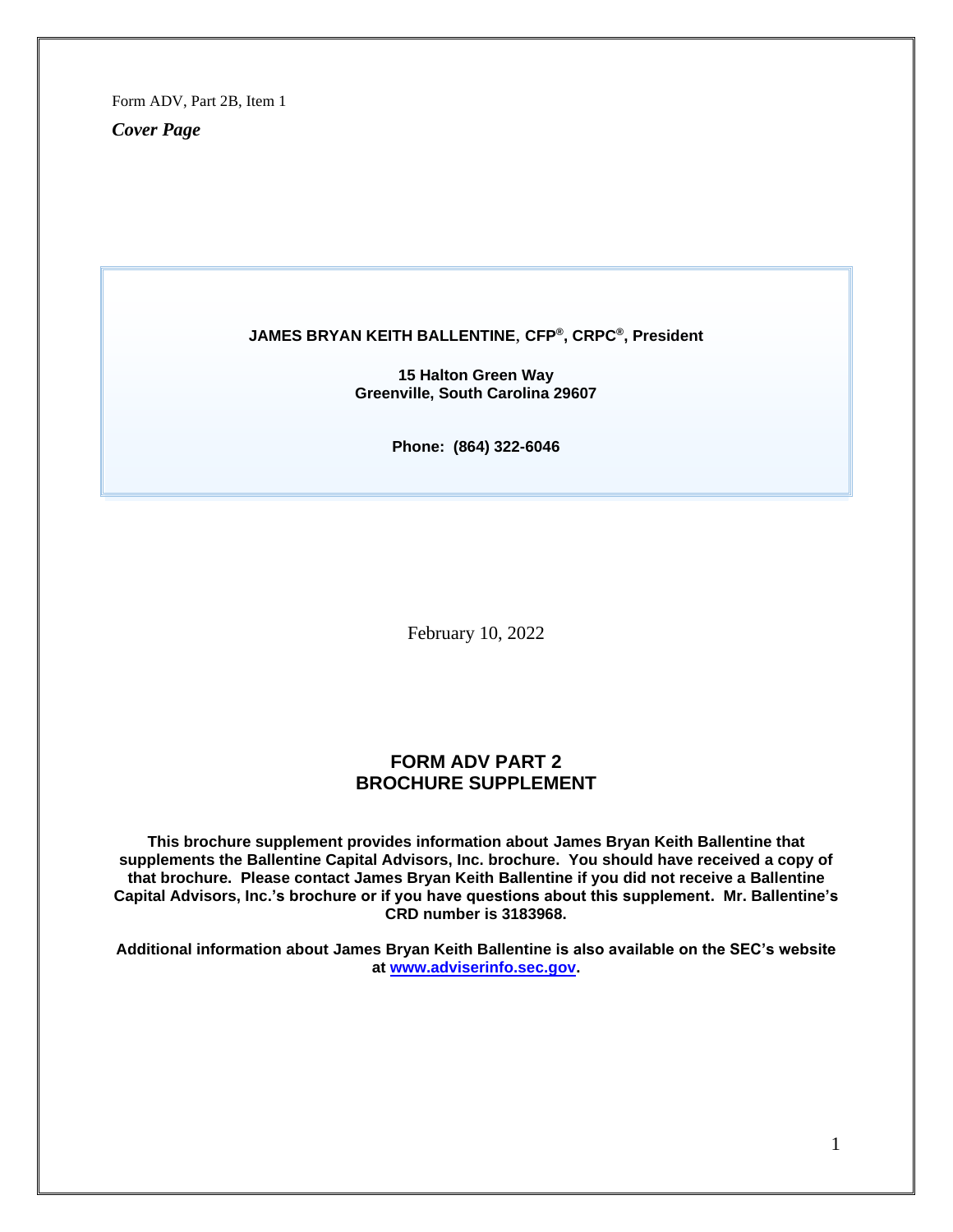Form ADV, Part 2B, Item 1

***Cover Page***

**JAMES BRYAN KEITH BALLENTINE, CFP®, CRPC®, President**

**15 Halton Green Way**
**Greenville, South Carolina 29607**

**Phone: (864) 322-6046**

February 10, 2022

## FORM ADV PART 2
## BROCHURE SUPPLEMENT

**This brochure supplement provides information about James Bryan Keith Ballentine that supplements the Ballentine Capital Advisors, Inc. brochure. You should have received a copy of that brochure. Please contact James Bryan Keith Ballentine if you did not receive a Ballentine Capital Advisors, Inc.'s brochure or if you have questions about this supplement. Mr. Ballentine's CRD number is 3183968.**

**Additional information about James Bryan Keith Ballentine is also available on the SEC's website at www.adviserinfo.sec.gov.**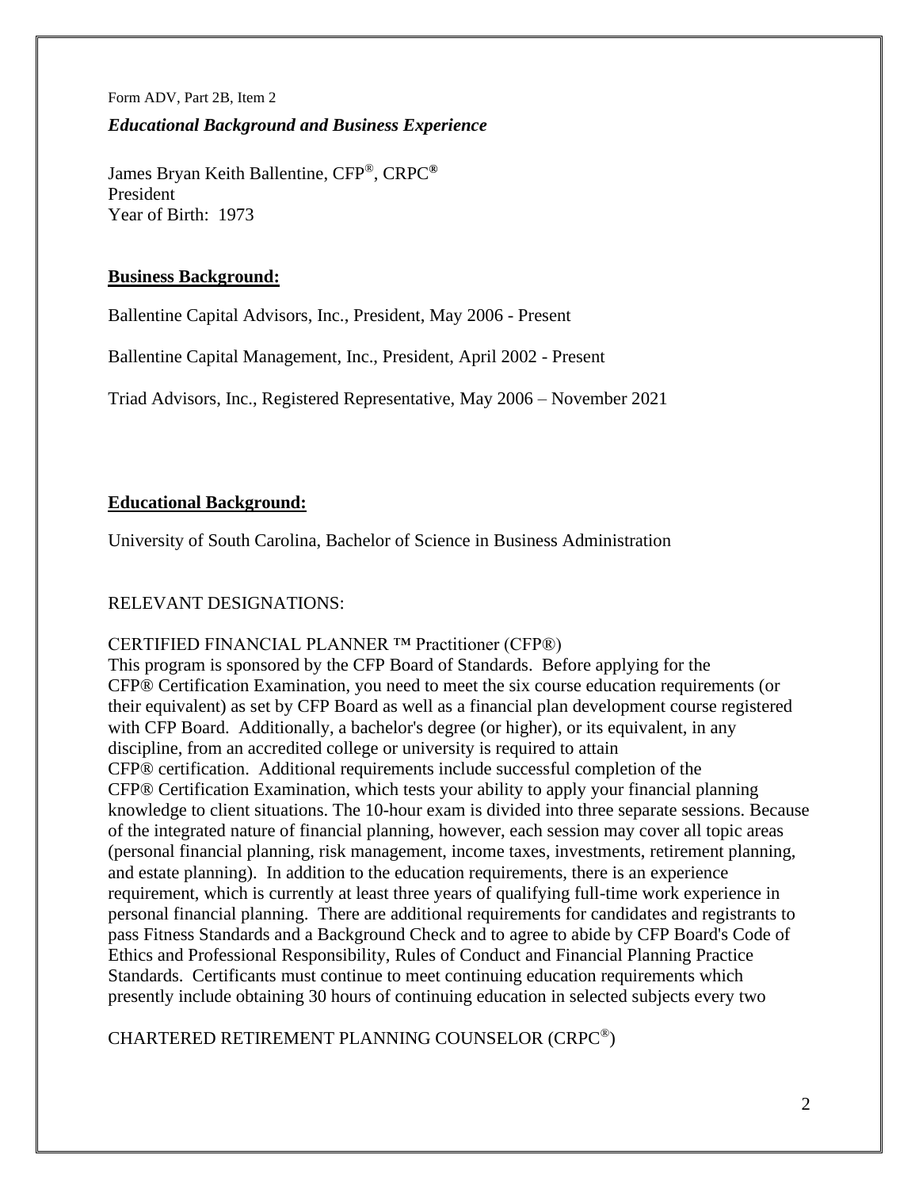Form ADV, Part 2B, Item 2

***Educational Background and Business Experience***

James Bryan Keith Ballentine, CFP®, CRPC®
President
Year of Birth: 1973

**Business Background:**

Ballentine Capital Advisors, Inc., President, May 2006 - Present

Ballentine Capital Management, Inc., President, April 2002 - Present

Triad Advisors, Inc., Registered Representative, May 2006 – November 2021

**Educational Background:**

University of South Carolina, Bachelor of Science in Business Administration

RELEVANT DESIGNATIONS:

CERTIFIED FINANCIAL PLANNER ™ Practitioner (CFP®)
This program is sponsored by the CFP Board of Standards. Before applying for the CFP® Certification Examination, you need to meet the six course education requirements (or their equivalent) as set by CFP Board as well as a financial plan development course registered with CFP Board. Additionally, a bachelor's degree (or higher), or its equivalent, in any discipline, from an accredited college or university is required to attain CFP® certification. Additional requirements include successful completion of the CFP® Certification Examination, which tests your ability to apply your financial planning knowledge to client situations. The 10-hour exam is divided into three separate sessions. Because of the integrated nature of financial planning, however, each session may cover all topic areas (personal financial planning, risk management, income taxes, investments, retirement planning, and estate planning). In addition to the education requirements, there is an experience requirement, which is currently at least three years of qualifying full-time work experience in personal financial planning. There are additional requirements for candidates and registrants to pass Fitness Standards and a Background Check and to agree to abide by CFP Board's Code of Ethics and Professional Responsibility, Rules of Conduct and Financial Planning Practice Standards. Certificants must continue to meet continuing education requirements which presently include obtaining 30 hours of continuing education in selected subjects every two

CHARTERED RETIREMENT PLANNING COUNSELOR (CRPC®)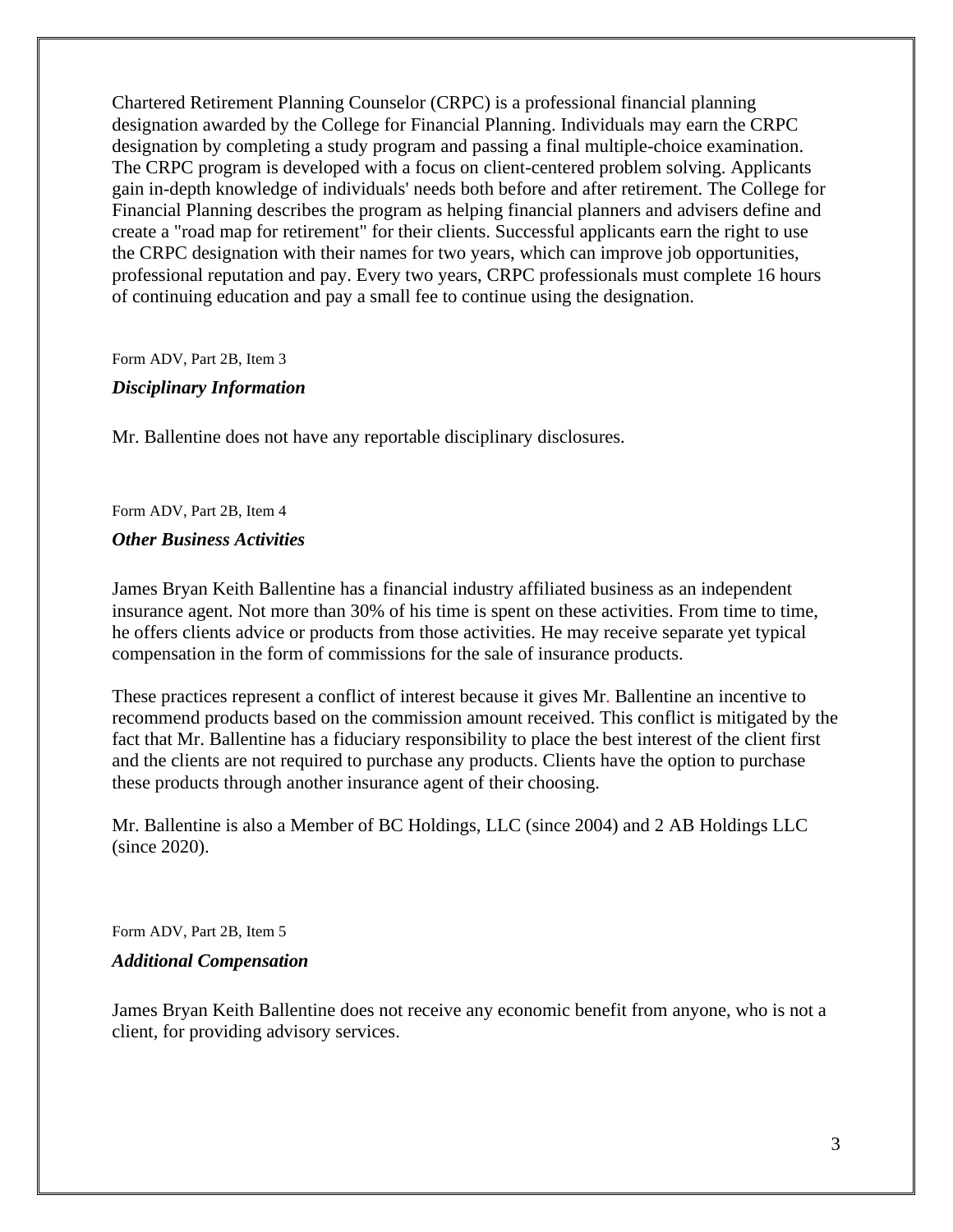Chartered Retirement Planning Counselor (CRPC) is a professional financial planning designation awarded by the College for Financial Planning. Individuals may earn the CRPC designation by completing a study program and passing a final multiple-choice examination. The CRPC program is developed with a focus on client-centered problem solving. Applicants gain in-depth knowledge of individuals' needs both before and after retirement. The College for Financial Planning describes the program as helping financial planners and advisers define and create a "road map for retirement" for their clients. Successful applicants earn the right to use the CRPC designation with their names for two years, which can improve job opportunities, professional reputation and pay. Every two years, CRPC professionals must complete 16 hours of continuing education and pay a small fee to continue using the designation.

Form ADV, Part 2B, Item 3

### *Disciplinary Information*

Mr. Ballentine does not have any reportable disciplinary disclosures.

Form ADV, Part 2B, Item 4

### *Other Business Activities*

James Bryan Keith Ballentine has a financial industry affiliated business as an independent insurance agent. Not more than 30% of his time is spent on these activities. From time to time, he offers clients advice or products from those activities. He may receive separate yet typical compensation in the form of commissions for the sale of insurance products.

These practices represent a conflict of interest because it gives Mr. Ballentine an incentive to recommend products based on the commission amount received. This conflict is mitigated by the fact that Mr. Ballentine has a fiduciary responsibility to place the best interest of the client first and the clients are not required to purchase any products. Clients have the option to purchase these products through another insurance agent of their choosing.

Mr. Ballentine is also a Member of BC Holdings, LLC (since 2004) and 2 AB Holdings LLC (since 2020).

Form ADV, Part 2B, Item 5

### *Additional Compensation*

James Bryan Keith Ballentine does not receive any economic benefit from anyone, who is not a client, for providing advisory services.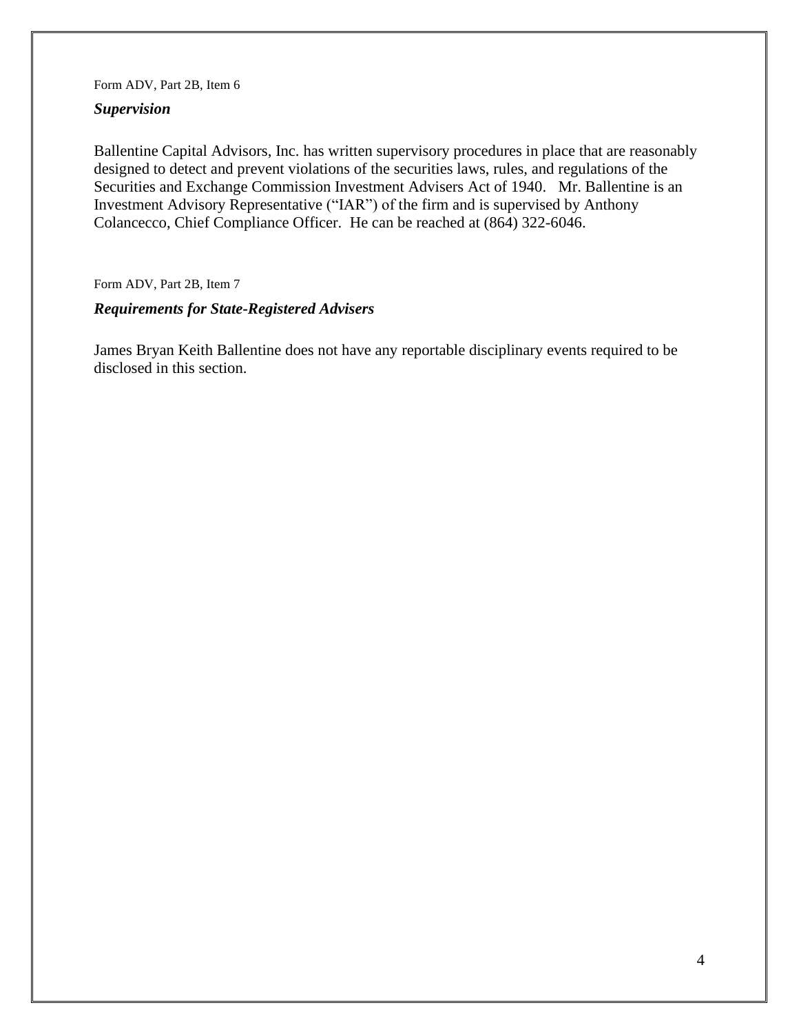Form ADV, Part 2B, Item 6

***Supervision***

Ballentine Capital Advisors, Inc. has written supervisory procedures in place that are reasonably designed to detect and prevent violations of the securities laws, rules, and regulations of the Securities and Exchange Commission Investment Advisers Act of 1940. Mr. Ballentine is an Investment Advisory Representative ("IAR") of the firm and is supervised by Anthony Colancecco, Chief Compliance Officer. He can be reached at (864) 322-6046.

Form ADV, Part 2B, Item 7

***Requirements for State-Registered Advisers***

James Bryan Keith Ballentine does not have any reportable disciplinary events required to be disclosed in this section.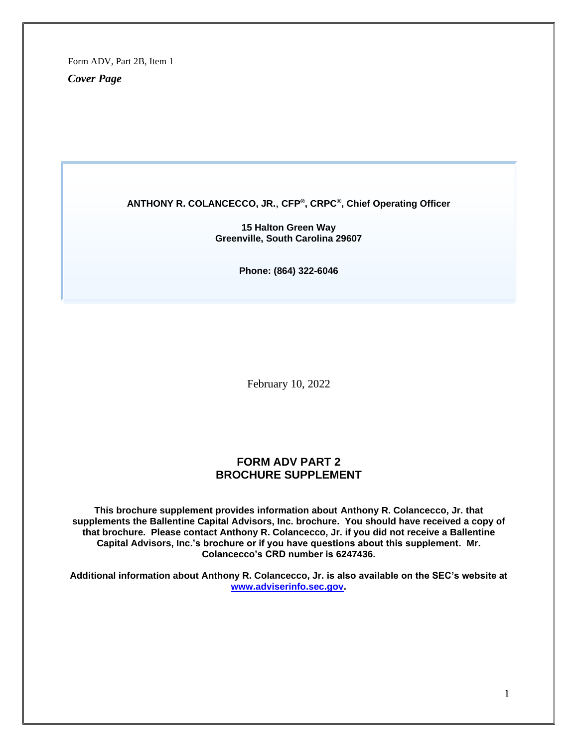Form ADV, Part 2B, Item 1

*Cover Page*

**ANTHONY R. COLANCECCO, JR., CFP®, CRPC®, Chief Operating Officer**

**15 Halton Green Way**
**Greenville, South Carolina 29607**

**Phone: (864) 322-6046**

February 10, 2022

## FORM ADV PART 2
## BROCHURE SUPPLEMENT

**This brochure supplement provides information about Anthony R. Colancecco, Jr. that supplements the Ballentine Capital Advisors, Inc. brochure. You should have received a copy of that brochure. Please contact Anthony R. Colancecco, Jr. if you did not receive a Ballentine Capital Advisors, Inc.'s brochure or if you have questions about this supplement. Mr. Colancecco's CRD number is 6247436.**

**Additional information about Anthony R. Colancecco, Jr. is also available on the SEC's website at [www.adviserinfo.sec.gov](http://www.adviserinfo.sec.gov).**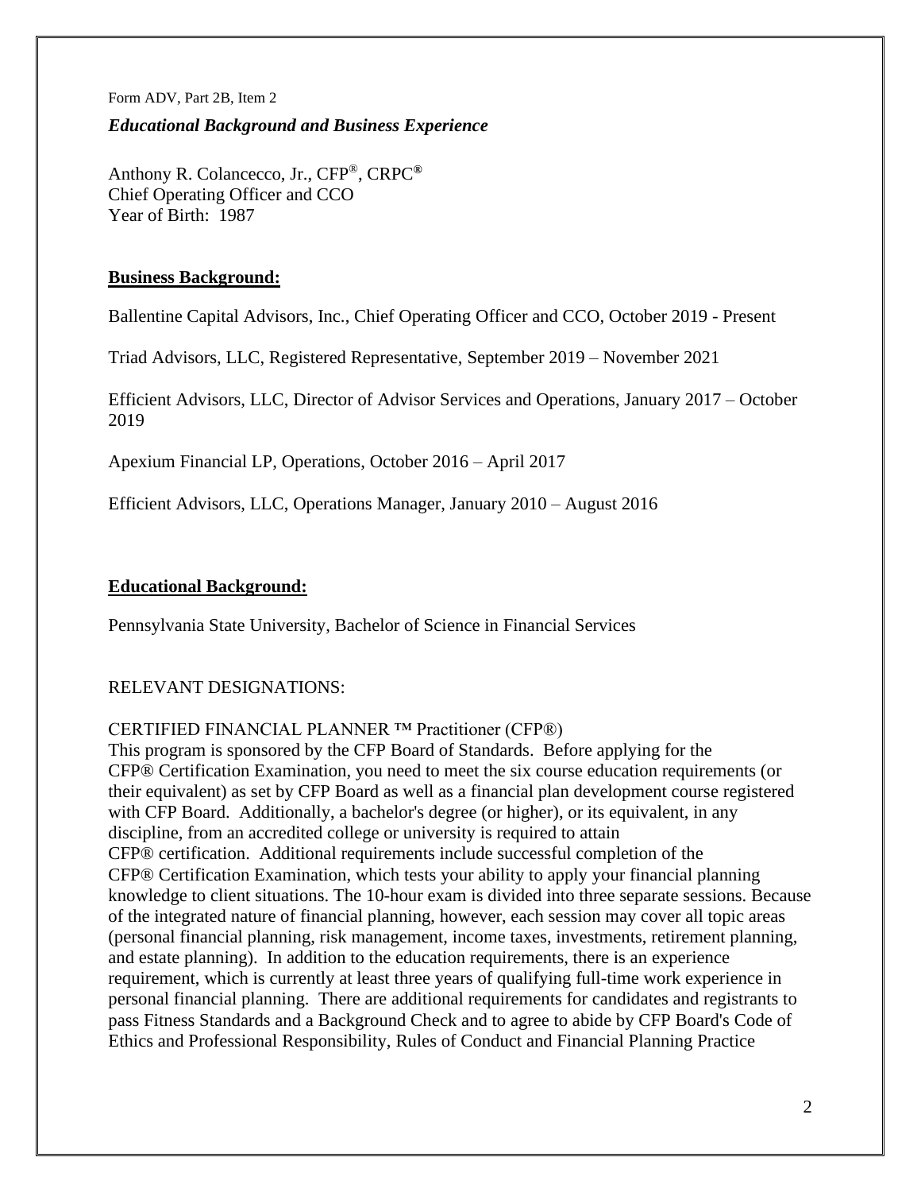Form ADV, Part 2B, Item 2

***Educational Background and Business Experience***

Anthony R. Colancecco, Jr., CFP®, CRPC®
Chief Operating Officer and CCO
Year of Birth: 1987

**Business Background:**

Ballentine Capital Advisors, Inc., Chief Operating Officer and CCO, October 2019 - Present

Triad Advisors, LLC, Registered Representative, September 2019 – November 2021

Efficient Advisors, LLC, Director of Advisor Services and Operations, January 2017 – October 2019

Apexium Financial LP, Operations, October 2016 – April 2017

Efficient Advisors, LLC, Operations Manager, January 2010 – August 2016

**Educational Background:**

Pennsylvania State University, Bachelor of Science in Financial Services

RELEVANT DESIGNATIONS:

CERTIFIED FINANCIAL PLANNER ™ Practitioner (CFP®)
This program is sponsored by the CFP Board of Standards. Before applying for the CFP® Certification Examination, you need to meet the six course education requirements (or their equivalent) as set by CFP Board as well as a financial plan development course registered with CFP Board. Additionally, a bachelor's degree (or higher), or its equivalent, in any discipline, from an accredited college or university is required to attain CFP® certification. Additional requirements include successful completion of the CFP® Certification Examination, which tests your ability to apply your financial planning knowledge to client situations. The 10-hour exam is divided into three separate sessions. Because of the integrated nature of financial planning, however, each session may cover all topic areas (personal financial planning, risk management, income taxes, investments, retirement planning, and estate planning). In addition to the education requirements, there is an experience requirement, which is currently at least three years of qualifying full-time work experience in personal financial planning. There are additional requirements for candidates and registrants to pass Fitness Standards and a Background Check and to agree to abide by CFP Board's Code of Ethics and Professional Responsibility, Rules of Conduct and Financial Planning Practice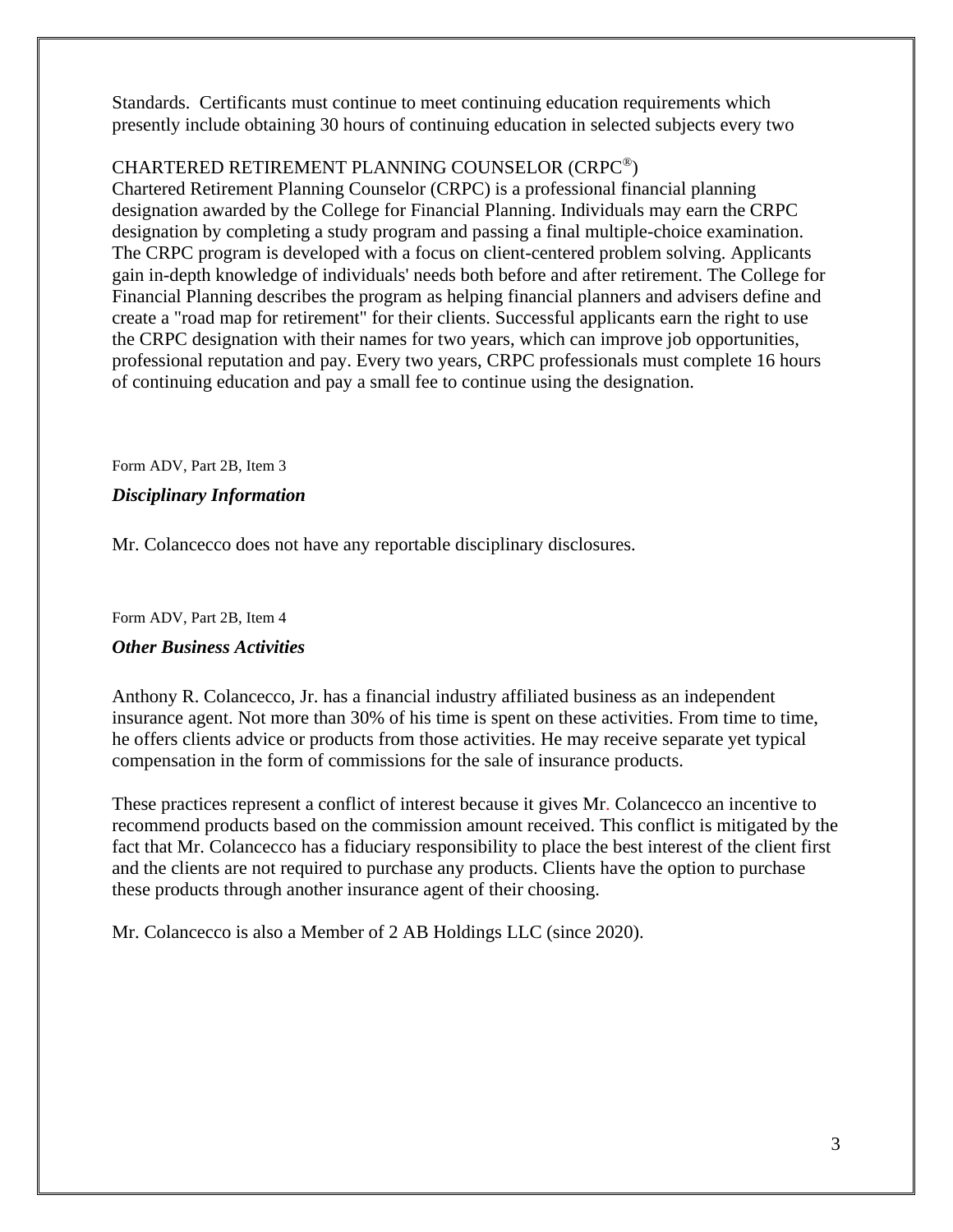Standards. Certificants must continue to meet continuing education requirements which presently include obtaining 30 hours of continuing education in selected subjects every two

CHARTERED RETIREMENT PLANNING COUNSELOR (CRPC®)

Chartered Retirement Planning Counselor (CRPC) is a professional financial planning designation awarded by the College for Financial Planning. Individuals may earn the CRPC designation by completing a study program and passing a final multiple-choice examination. The CRPC program is developed with a focus on client-centered problem solving. Applicants gain in-depth knowledge of individuals' needs both before and after retirement. The College for Financial Planning describes the program as helping financial planners and advisers define and create a "road map for retirement" for their clients. Successful applicants earn the right to use the CRPC designation with their names for two years, which can improve job opportunities, professional reputation and pay. Every two years, CRPC professionals must complete 16 hours of continuing education and pay a small fee to continue using the designation.

Form ADV, Part 2B, Item 3

### *Disciplinary Information*

Mr. Colancecco does not have any reportable disciplinary disclosures.

Form ADV, Part 2B, Item 4

### *Other Business Activities*

Anthony R. Colancecco, Jr. has a financial industry affiliated business as an independent insurance agent. Not more than 30% of his time is spent on these activities. From time to time, he offers clients advice or products from those activities. He may receive separate yet typical compensation in the form of commissions for the sale of insurance products.

These practices represent a conflict of interest because it gives Mr. Colancecco an incentive to recommend products based on the commission amount received. This conflict is mitigated by the fact that Mr. Colancecco has a fiduciary responsibility to place the best interest of the client first and the clients are not required to purchase any products. Clients have the option to purchase these products through another insurance agent of their choosing.

Mr. Colancecco is also a Member of 2 AB Holdings LLC (since 2020).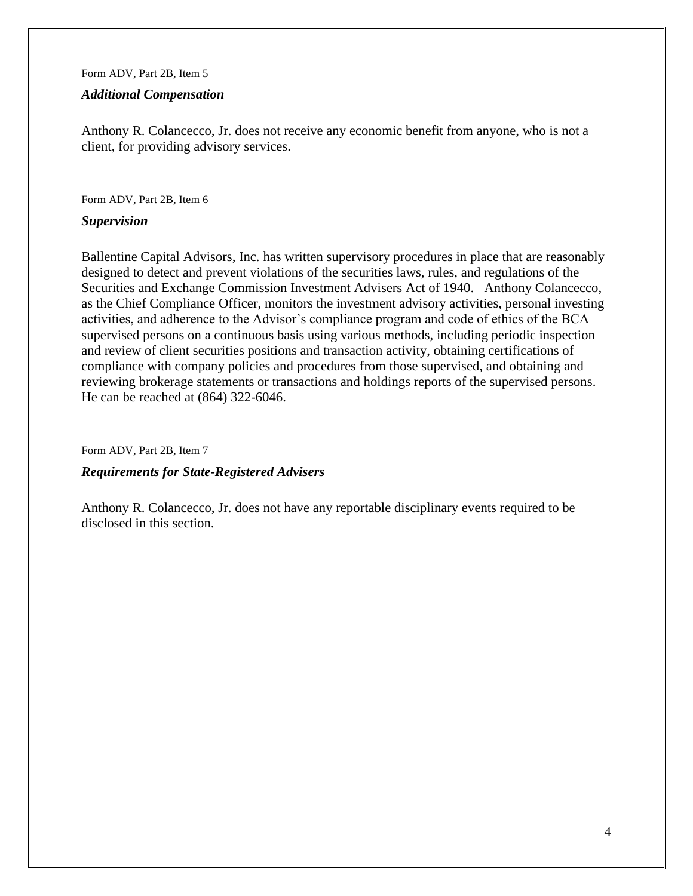Form ADV, Part 2B, Item 5

***Additional Compensation***

Anthony R. Colancecco, Jr. does not receive any economic benefit from anyone, who is not a client, for providing advisory services.

Form ADV, Part 2B, Item 6

***Supervision***

Ballentine Capital Advisors, Inc. has written supervisory procedures in place that are reasonably designed to detect and prevent violations of the securities laws, rules, and regulations of the Securities and Exchange Commission Investment Advisers Act of 1940. Anthony Colancecco, as the Chief Compliance Officer, monitors the investment advisory activities, personal investing activities, and adherence to the Advisor's compliance program and code of ethics of the BCA supervised persons on a continuous basis using various methods, including periodic inspection and review of client securities positions and transaction activity, obtaining certifications of compliance with company policies and procedures from those supervised, and obtaining and reviewing brokerage statements or transactions and holdings reports of the supervised persons. He can be reached at (864) 322-6046.

Form ADV, Part 2B, Item 7

***Requirements for State-Registered Advisers***

Anthony R. Colancecco, Jr. does not have any reportable disciplinary events required to be disclosed in this section.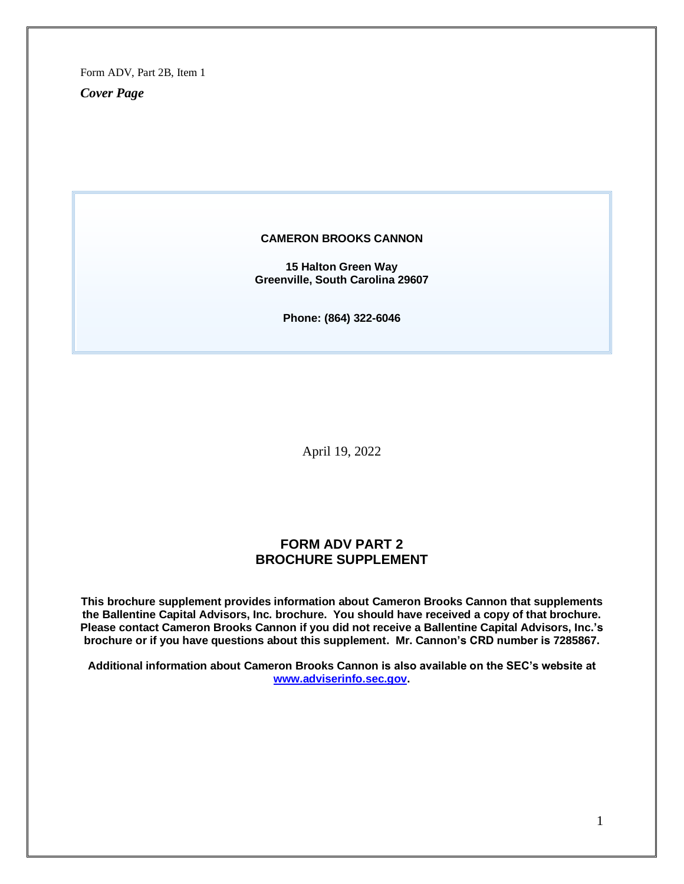Form ADV, Part 2B, Item 1

*Cover Page*

**CAMERON BROOKS CANNON**

**15 Halton Green Way**
**Greenville, South Carolina 29607**

**Phone: (864) 322-6046**

April 19, 2022

## FORM ADV PART 2
## BROCHURE SUPPLEMENT

**This brochure supplement provides information about Cameron Brooks Cannon that supplements the Ballentine Capital Advisors, Inc. brochure. You should have received a copy of that brochure. Please contact Cameron Brooks Cannon if you did not receive a Ballentine Capital Advisors, Inc.'s brochure or if you have questions about this supplement. Mr. Cannon's CRD number is 7285867.**

**Additional information about Cameron Brooks Cannon is also available on the SEC's website at [www.adviserinfo.sec.gov](www.adviserinfo.sec.gov).**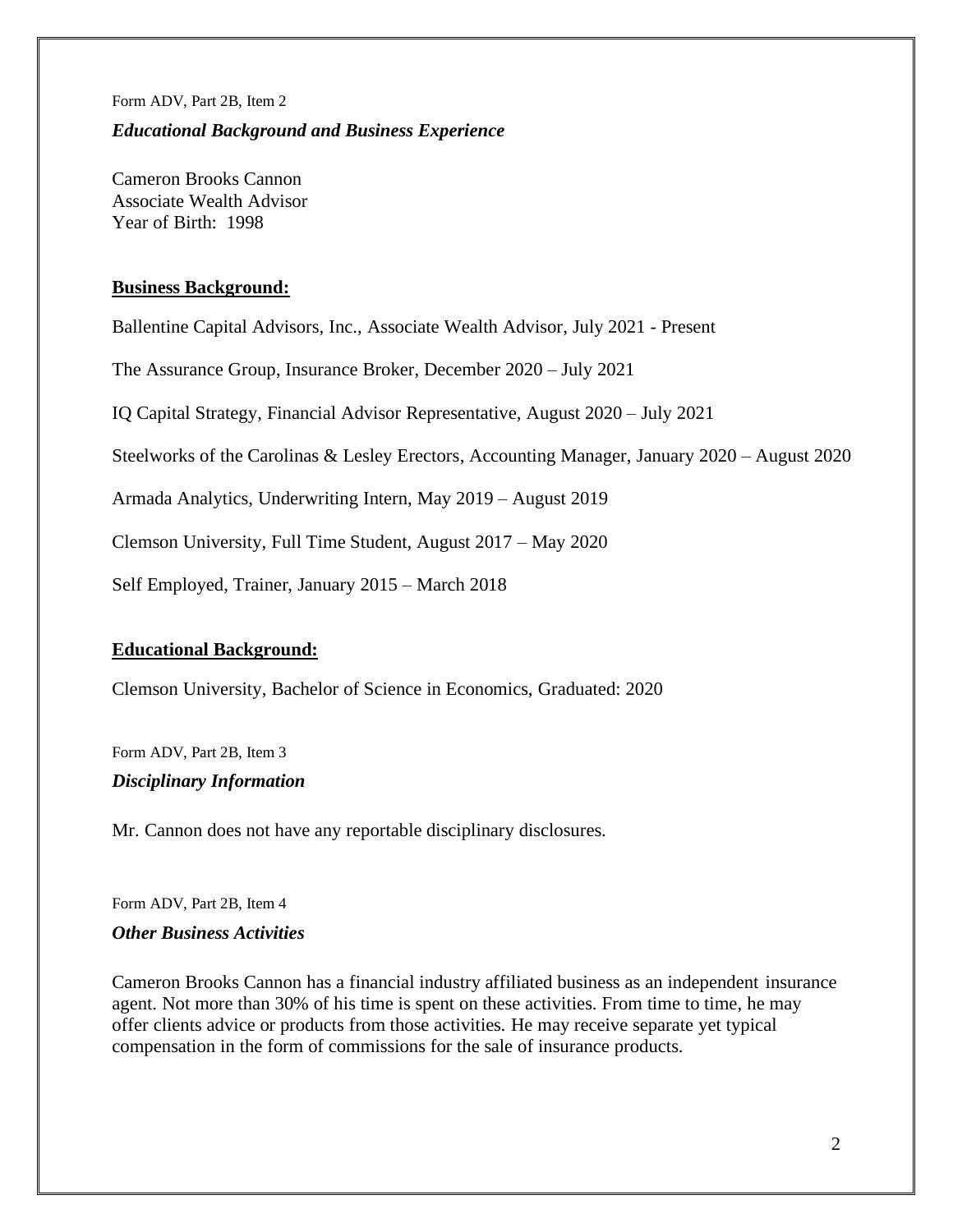Form ADV, Part 2B, Item 2

### *Educational Background and Business Experience*

Cameron Brooks Cannon
Associate Wealth Advisor
Year of Birth: 1998

**Business Background:**

Ballentine Capital Advisors, Inc., Associate Wealth Advisor, July 2021 - Present

The Assurance Group, Insurance Broker, December 2020 – July 2021

IQ Capital Strategy, Financial Advisor Representative, August 2020 – July 2021

Steelworks of the Carolinas & Lesley Erectors, Accounting Manager, January 2020 – August 2020

Armada Analytics, Underwriting Intern, May 2019 – August 2019

Clemson University, Full Time Student, August 2017 – May 2020

Self Employed, Trainer, January 2015 – March 2018

**Educational Background:**

Clemson University, Bachelor of Science in Economics, Graduated: 2020

Form ADV, Part 2B, Item 3

### *Disciplinary Information*

Mr. Cannon does not have any reportable disciplinary disclosures.

Form ADV, Part 2B, Item 4

### *Other Business Activities*

Cameron Brooks Cannon has a financial industry affiliated business as an independent insurance agent. Not more than 30% of his time is spent on these activities. From time to time, he may offer clients advice or products from those activities. He may receive separate yet typical compensation in the form of commissions for the sale of insurance products.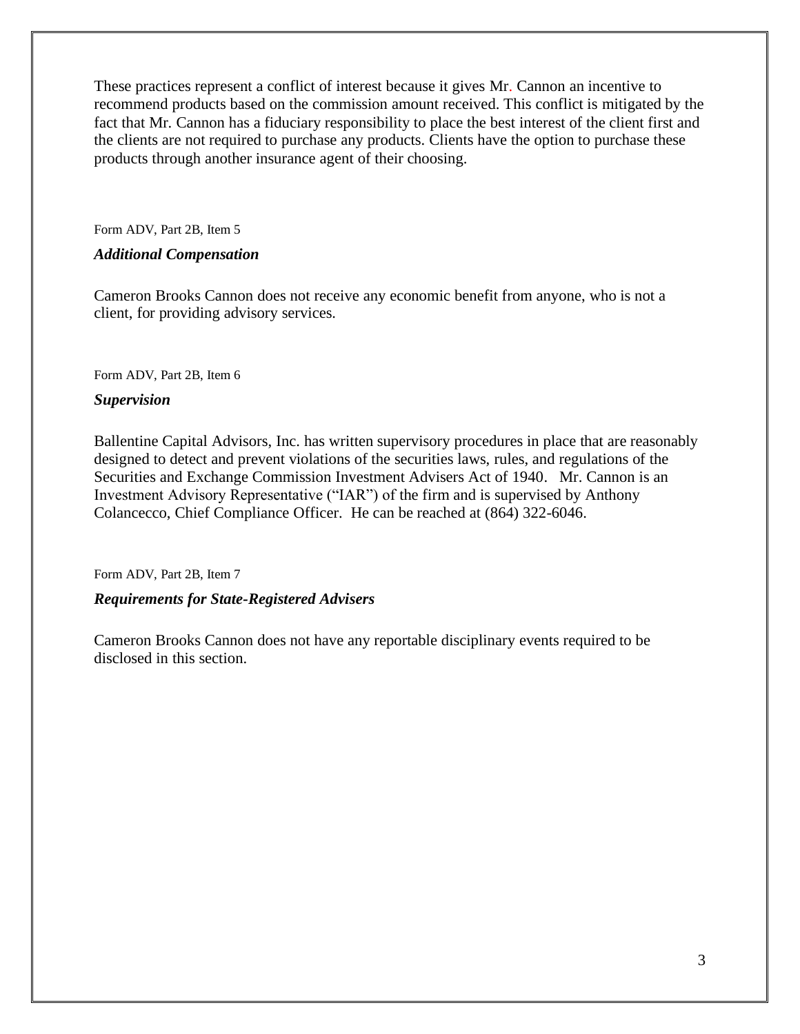These practices represent a conflict of interest because it gives Mr. Cannon an incentive to recommend products based on the commission amount received. This conflict is mitigated by the fact that Mr. Cannon has a fiduciary responsibility to place the best interest of the client first and the clients are not required to purchase any products. Clients have the option to purchase these products through another insurance agent of their choosing.

Form ADV, Part 2B, Item 5

***Additional Compensation***

Cameron Brooks Cannon does not receive any economic benefit from anyone, who is not a client, for providing advisory services.

Form ADV, Part 2B, Item 6

***Supervision***

Ballentine Capital Advisors, Inc. has written supervisory procedures in place that are reasonably designed to detect and prevent violations of the securities laws, rules, and regulations of the Securities and Exchange Commission Investment Advisers Act of 1940. Mr. Cannon is an Investment Advisory Representative ("IAR") of the firm and is supervised by Anthony Colancecco, Chief Compliance Officer. He can be reached at (864) 322-6046.

Form ADV, Part 2B, Item 7

***Requirements for State-Registered Advisers***

Cameron Brooks Cannon does not have any reportable disciplinary events required to be disclosed in this section.